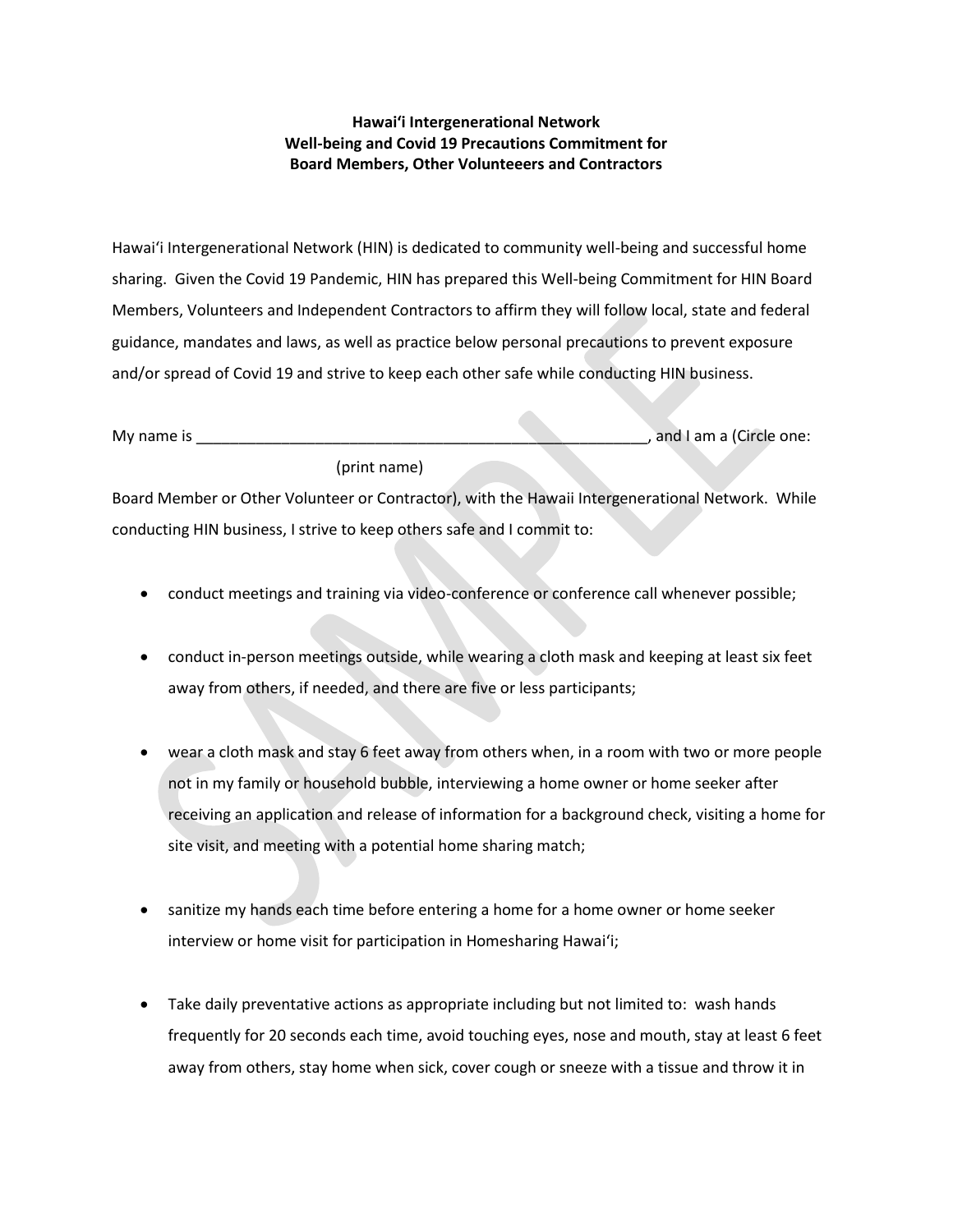**Hawaiʻi Intergenerational Network**
**Well-being and Covid 19 Precautions Commitment for**
**Board Members, Other Volunteeers and Contractors**

Hawaiʻi Intergenerational Network (HIN) is dedicated to community well-being and successful home sharing. Given the Covid 19 Pandemic, HIN has prepared this Well-being Commitment for HIN Board Members, Volunteers and Independent Contractors to affirm they will follow local, state and federal guidance, mandates and laws, as well as practice below personal precautions to prevent exposure and/or spread of Covid 19 and strive to keep each other safe while conducting HIN business.

My name is ____________________________________________________, and I am a (Circle one:
(print name)
Board Member or Other Volunteer or Contractor), with the Hawaii Intergenerational Network. While conducting HIN business, I strive to keep others safe and I commit to:

- conduct meetings and training via video-conference or conference call whenever possible;

- conduct in-person meetings outside, while wearing a cloth mask and keeping at least six feet away from others, if needed, and there are five or less participants;

- wear a cloth mask and stay 6 feet away from others when, in a room with two or more people not in my family or household bubble, interviewing a home owner or home seeker after receiving an application and release of information for a background check, visiting a home for site visit, and meeting with a potential home sharing match;

- sanitize my hands each time before entering a home for a home owner or home seeker interview or home visit for participation in Homesharing Hawaiʻi;

- Take daily preventative actions as appropriate including but not limited to: wash hands frequently for 20 seconds each time, avoid touching eyes, nose and mouth, stay at least 6 feet away from others, stay home when sick, cover cough or sneeze with a tissue and throw it in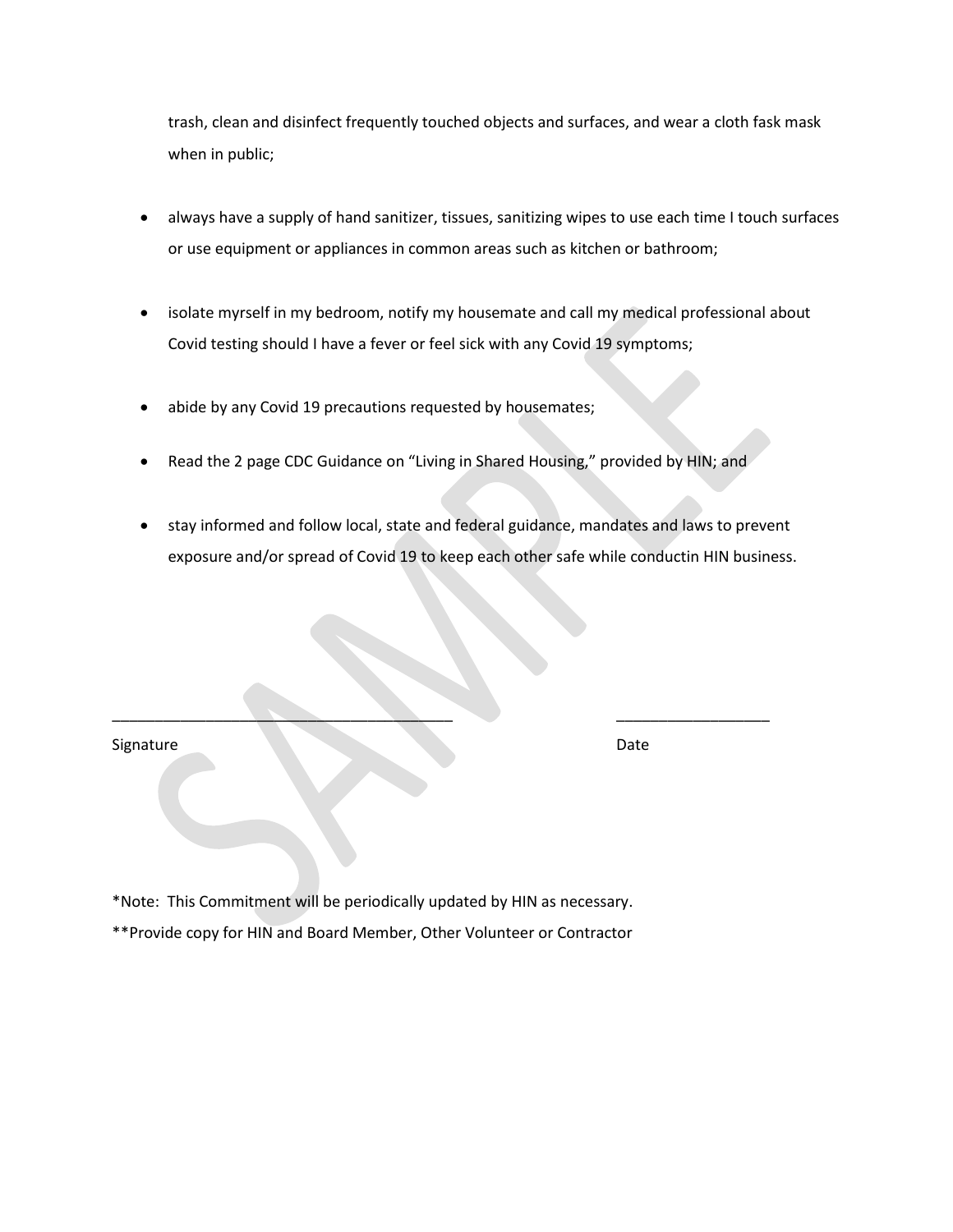trash, clean and disinfect frequently touched objects and surfaces, and wear a cloth fask mask when in public;

- always have a supply of hand sanitizer, tissues, sanitizing wipes to use each time I touch surfaces or use equipment or appliances in common areas such as kitchen or bathroom;

- isolate myrself in my bedroom, notify my housemate and call my medical professional about Covid testing should I have a fever or feel sick with any Covid 19 symptoms;

- abide by any Covid 19 precautions requested by housemates;

- Read the 2 page CDC Guidance on "Living in Shared Housing," provided by HIN; and

- stay informed and follow local, state and federal guidance, mandates and laws to prevent exposure and/or spread of Covid 19 to keep each other safe while conductin HIN business.

_______________________________________ __________________

Signature Date

*Note: This Commitment will be periodically updated by HIN as necessary.

**Provide copy for HIN and Board Member, Other Volunteer or Contractor

SAMPLE